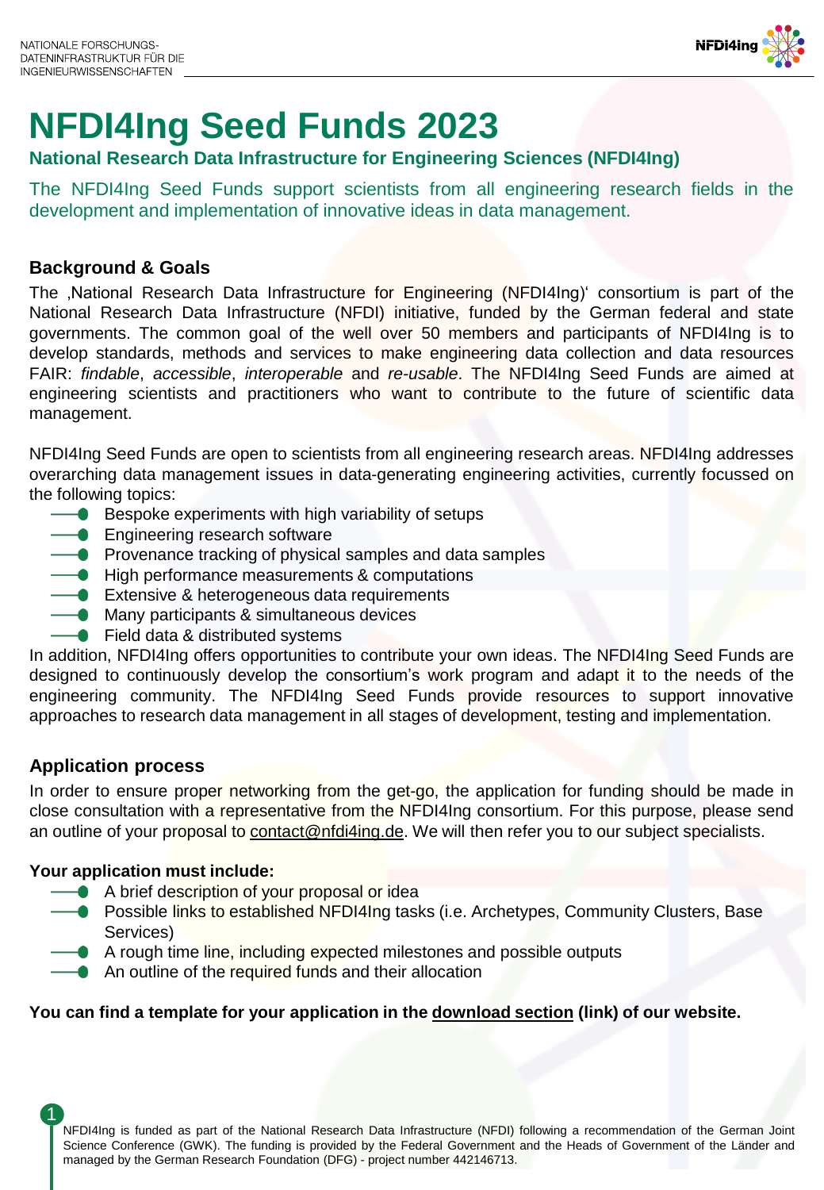# NFDI4Ing Seed Funds 2023

**National Research Data Infrastructure for Engineering Sciences (NFDI4Ing)**

The NFDI4Ing Seed Funds support scientists from all engineering research fields in the development and implementation of innovative ideas in data management.

## Background & Goals

The ‚National Research Data Infrastructure for Engineering (NFDI4Ing)' consortium is part of the National Research Data Infrastructure (NFDI) initiative, funded by the German federal and state governments. The common goal of the well over 50 members and participants of NFDI4Ing is to develop standards, methods and services to make engineering data collection and data resources FAIR: *findable*, *accessible*, *interoperable* and *re-usable*. The NFDI4Ing Seed Funds are aimed at engineering scientists and practitioners who want to contribute to the future of scientific data management.

NFDI4Ing Seed Funds are open to scientists from all engineering research areas. NFDI4Ing addresses overarching data management issues in data-generating engineering activities, currently focussed on the following topics:

- Bespoke experiments with high variability of setups
- Engineering research software
- Provenance tracking of physical samples and data samples
- High performance measurements & computations
- Extensive & heterogeneous data requirements
- Many participants & simultaneous devices
- Field data & distributed systems

In addition, NFDI4Ing offers opportunities to contribute your own ideas. The NFDI4Ing Seed Funds are designed to continuously develop the consortium's work program and adapt it to the needs of the engineering community. The NFDI4Ing Seed Funds provide resources to support innovative approaches to research data management in all stages of development, testing and implementation.

## Application process

In order to ensure proper networking from the get-go, the application for funding should be made in close consultation with a representative from the NFDI4Ing consortium. For this purpose, please send an outline of your proposal to contact@nfdi4ing.de. We will then refer you to our subject specialists.

**Your application must include:**

- A brief description of your proposal or idea
- Possible links to established NFDI4Ing tasks (i.e. Archetypes, Community Clusters, Base Services)
- A rough time line, including expected milestones and possible outputs
- An outline of the required funds and their allocation

**You can find a template for your application in the download section (link) of our website.**

NFDI4Ing is funded as part of the National Research Data Infrastructure (NFDI) following a recommendation of the German Joint Science Conference (GWK). The funding is provided by the Federal Government and the Heads of Government of the Länder and managed by the German Research Foundation (DFG) - project number 442146713.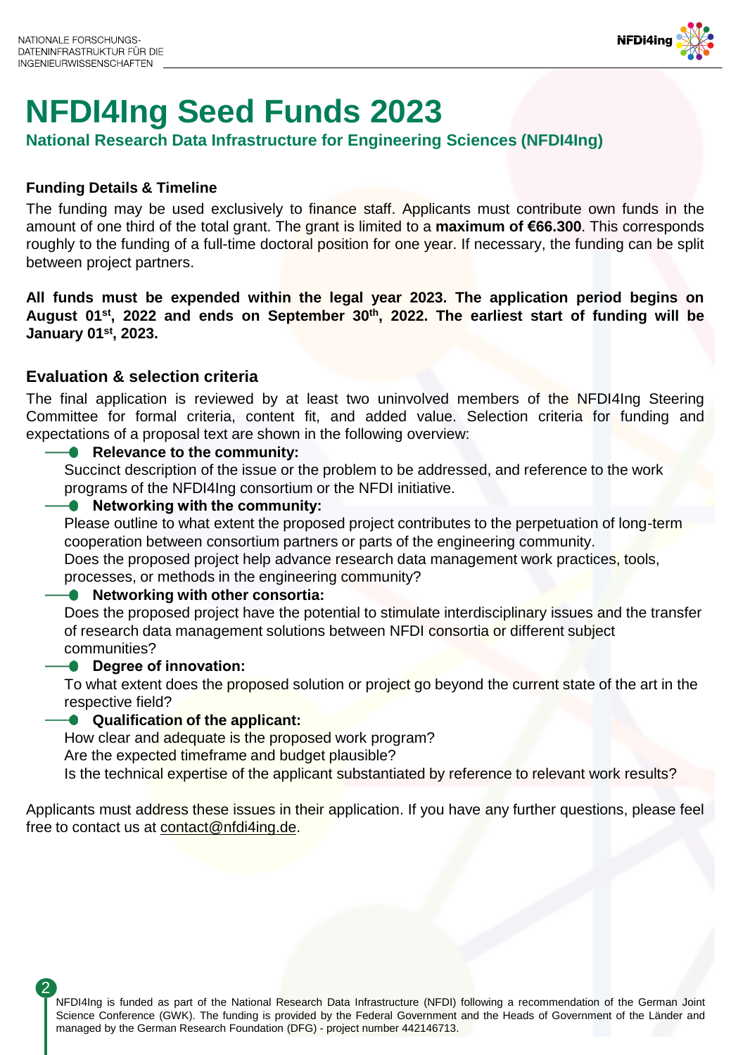# NFDI4Ing Seed Funds 2023

**National Research Data Infrastructure for Engineering Sciences (NFDI4Ing)**

### Funding Details & Timeline

The funding may be used exclusively to finance staff. Applicants must contribute own funds in the amount of one third of the total grant. The grant is limited to a **maximum of €66.300**. This corresponds roughly to the funding of a full-time doctoral position for one year. If necessary, the funding can be split between project partners.

**All funds must be expended within the legal year 2023. The application period begins on August 01st, 2022 and ends on September 30th, 2022. The earliest start of funding will be January 01st, 2023.**

### Evaluation & selection criteria

The final application is reviewed by at least two uninvolved members of the NFDI4Ing Steering Committee for formal criteria, content fit, and added value. Selection criteria for funding and expectations of a proposal text are shown in the following overview:

- **Relevance to the community:**
  Succinct description of the issue or the problem to be addressed, and reference to the work programs of the NFDI4Ing consortium or the NFDI initiative.
- **Networking with the community:**
  Please outline to what extent the proposed project contributes to the perpetuation of long-term cooperation between consortium partners or parts of the engineering community.
  Does the proposed project help advance research data management work practices, tools, processes, or methods in the engineering community?
- **Networking with other consortia:**
  Does the proposed project have the potential to stimulate interdisciplinary issues and the transfer of research data management solutions between NFDI consortia or different subject communities?
- **Degree of innovation:**
  To what extent does the proposed solution or project go beyond the current state of the art in the respective field?
- **Qualification of the applicant:**
  How clear and adequate is the proposed work program?
  Are the expected timeframe and budget plausible?
  Is the technical expertise of the applicant substantiated by reference to relevant work results?

Applicants must address these issues in their application. If you have any further questions, please feel free to contact us at contact@nfdi4ing.de.

NFDI4Ing is funded as part of the National Research Data Infrastructure (NFDI) following a recommendation of the German Joint Science Conference (GWK). The funding is provided by the Federal Government and the Heads of Government of the Länder and managed by the German Research Foundation (DFG) - project number 442146713.